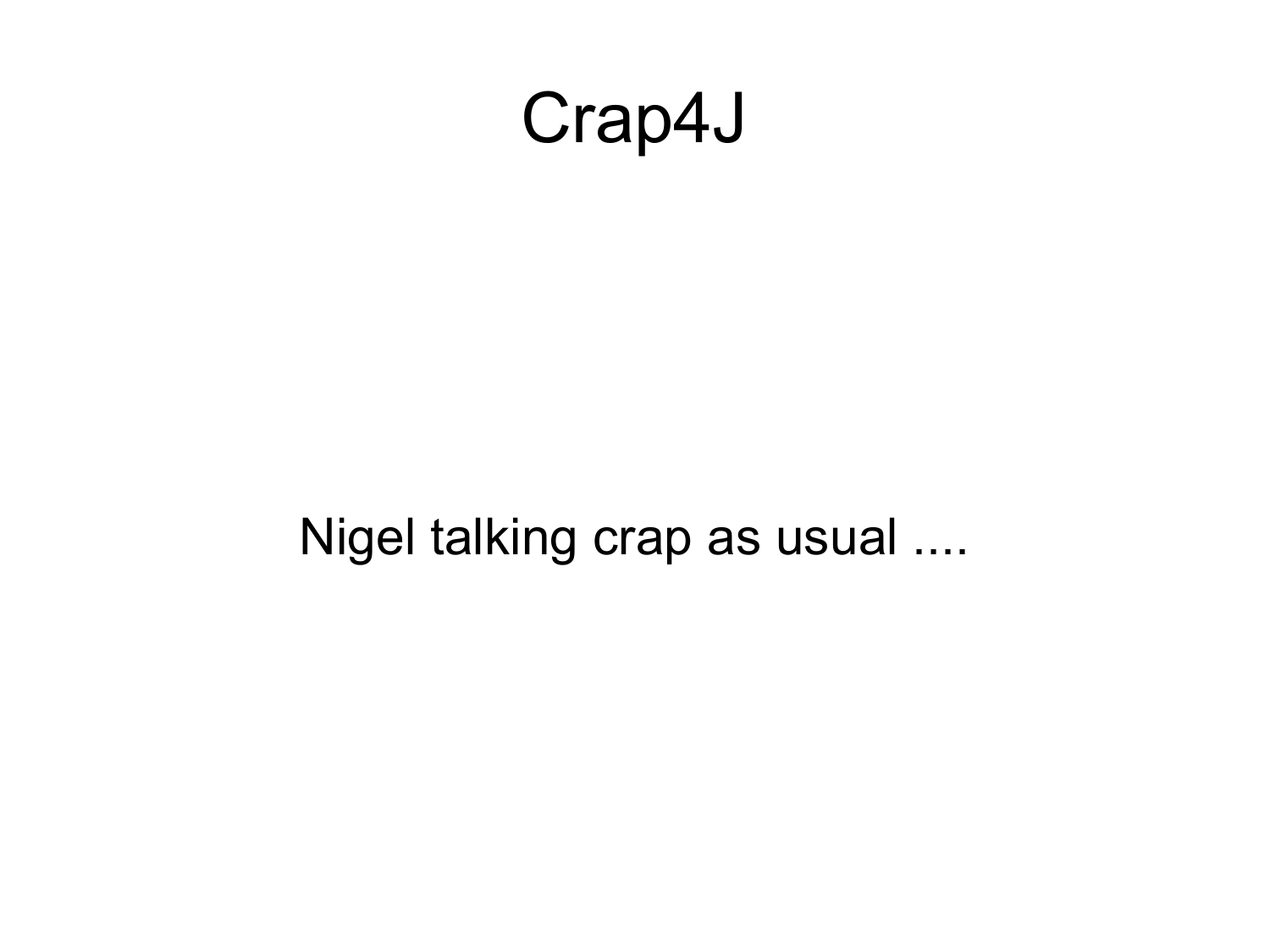# Crap4J

Nigel talking crap as usual ....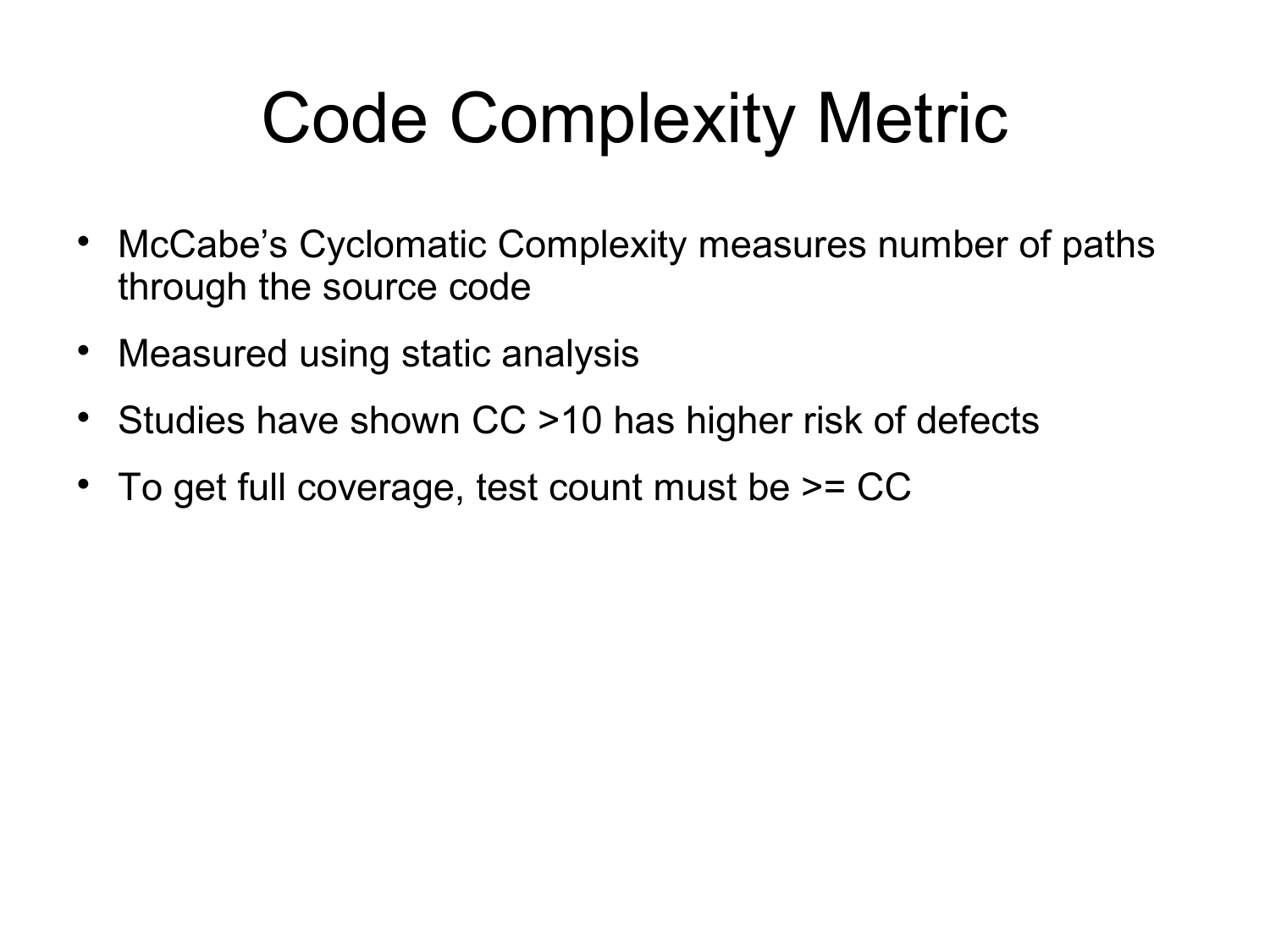# Code Complexity Metric

- McCabe’s Cyclomatic Complexity measures number of paths through the source code
- Measured using static analysis
- Studies have shown CC >10 has higher risk of defects
- To get full coverage, test count must be >= CC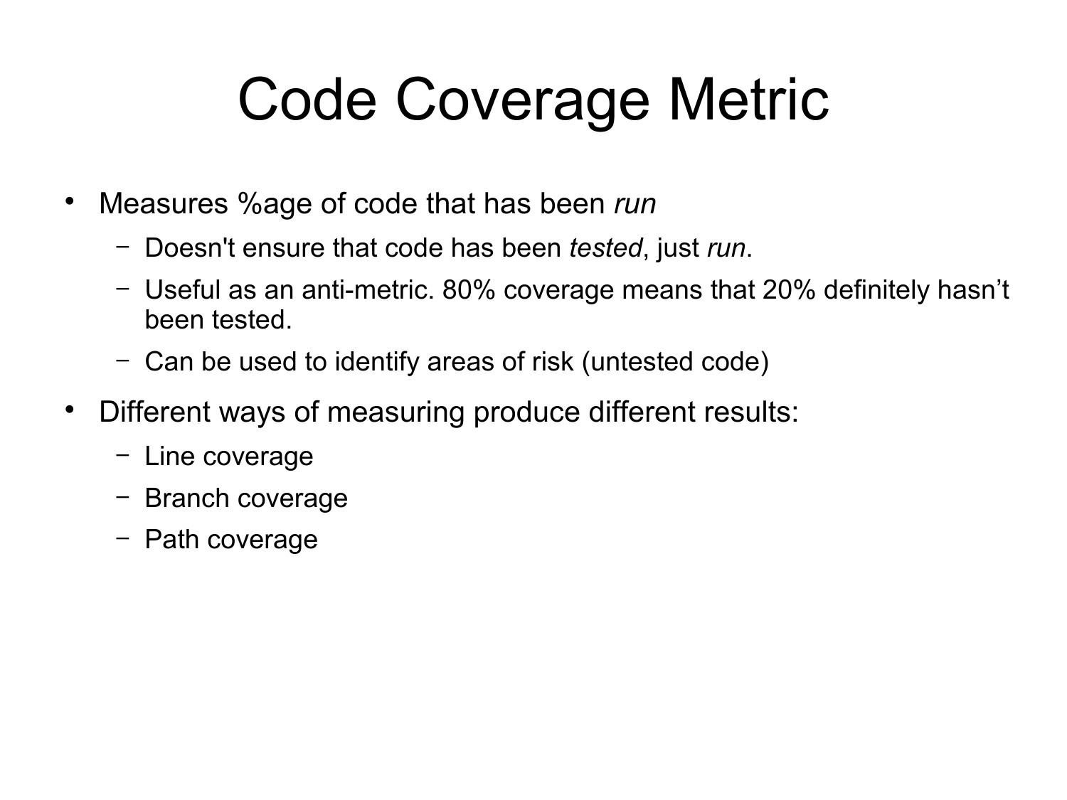# Code Coverage Metric

- Measures %age of code that has been *run*
  - Doesn't ensure that code has been *tested*, just *run*.
  - Useful as an anti-metric. 80% coverage means that 20% definitely hasn't been tested.
  - Can be used to identify areas of risk (untested code)
- Different ways of measuring produce different results:
  - Line coverage
  - Branch coverage
  - Path coverage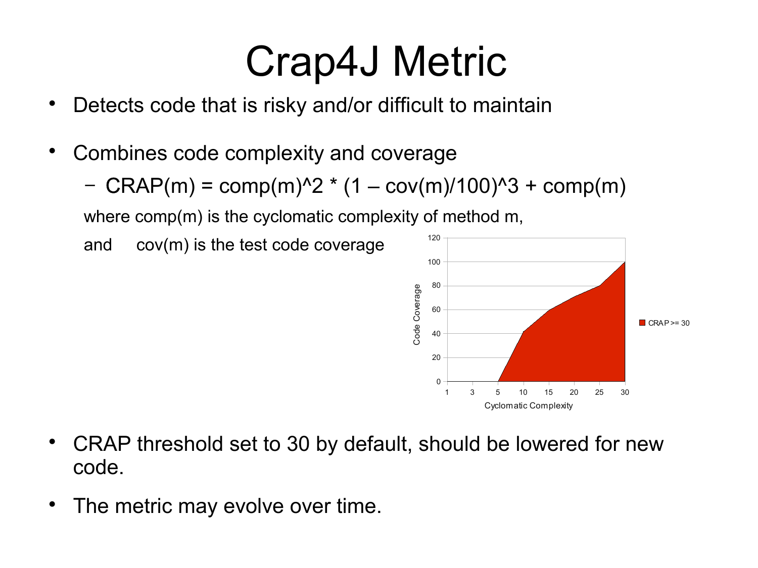# Crap4J Metric

- Detects code that is risky and/or difficult to maintain
- Combines code complexity and coverage
  - CRAP(m) = comp(m)^2 * (1 – cov(m)/100)^3 + comp(m)

  where comp(m) is the cyclomatic complexity of method m,

  and cov(m) is the test code coverage

- CRAP threshold set to 30 by default, should be lowered for new code.
- The metric may evolve over time.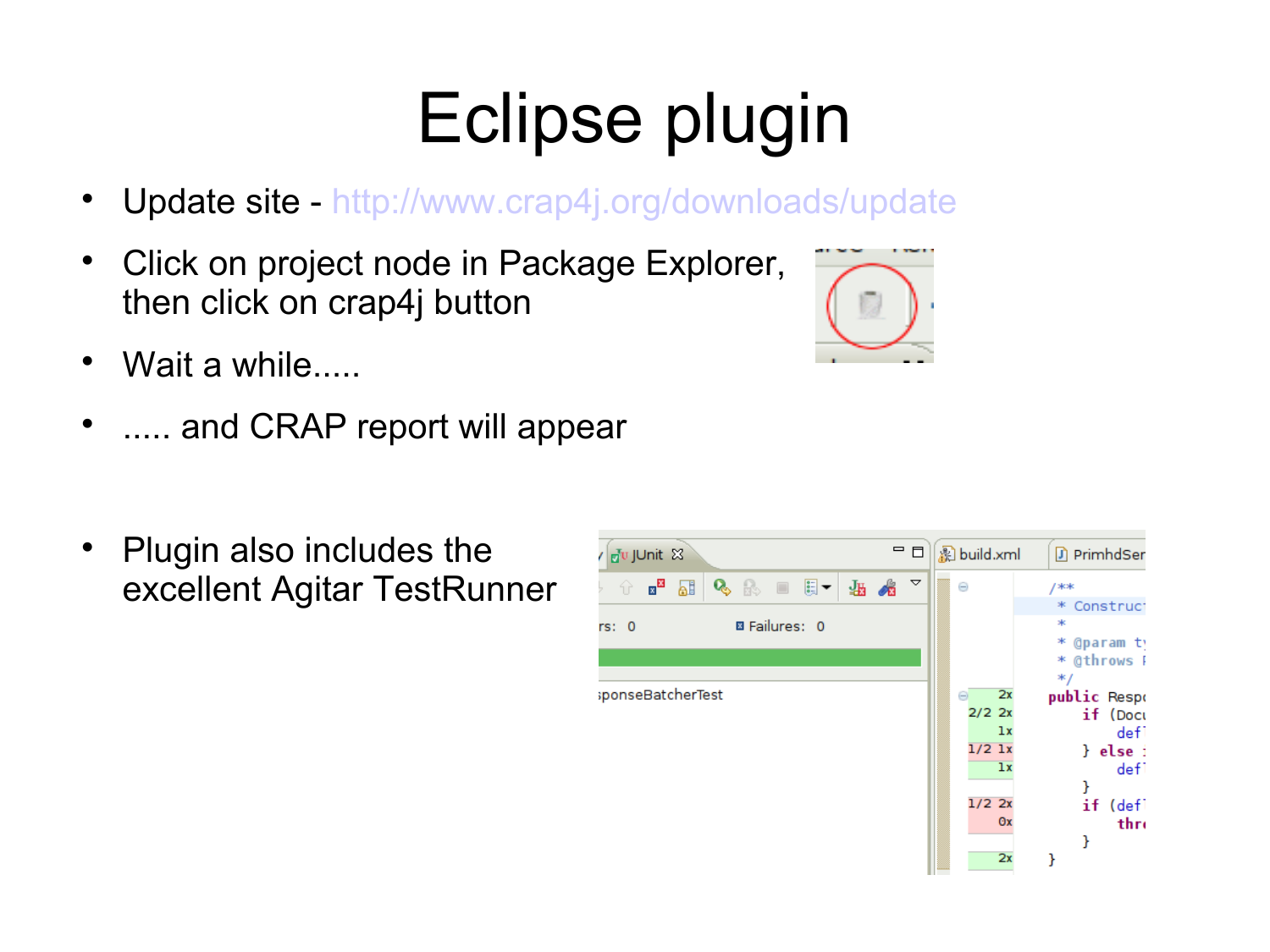# Eclipse plugin

- Update site - http://www.crap4j.org/downloads/update
- Click on project node in Package Explorer, then click on crap4j button
- Wait a while.....
- ..... and CRAP report will appear

- Plugin also includes the excellent Agitar TestRunner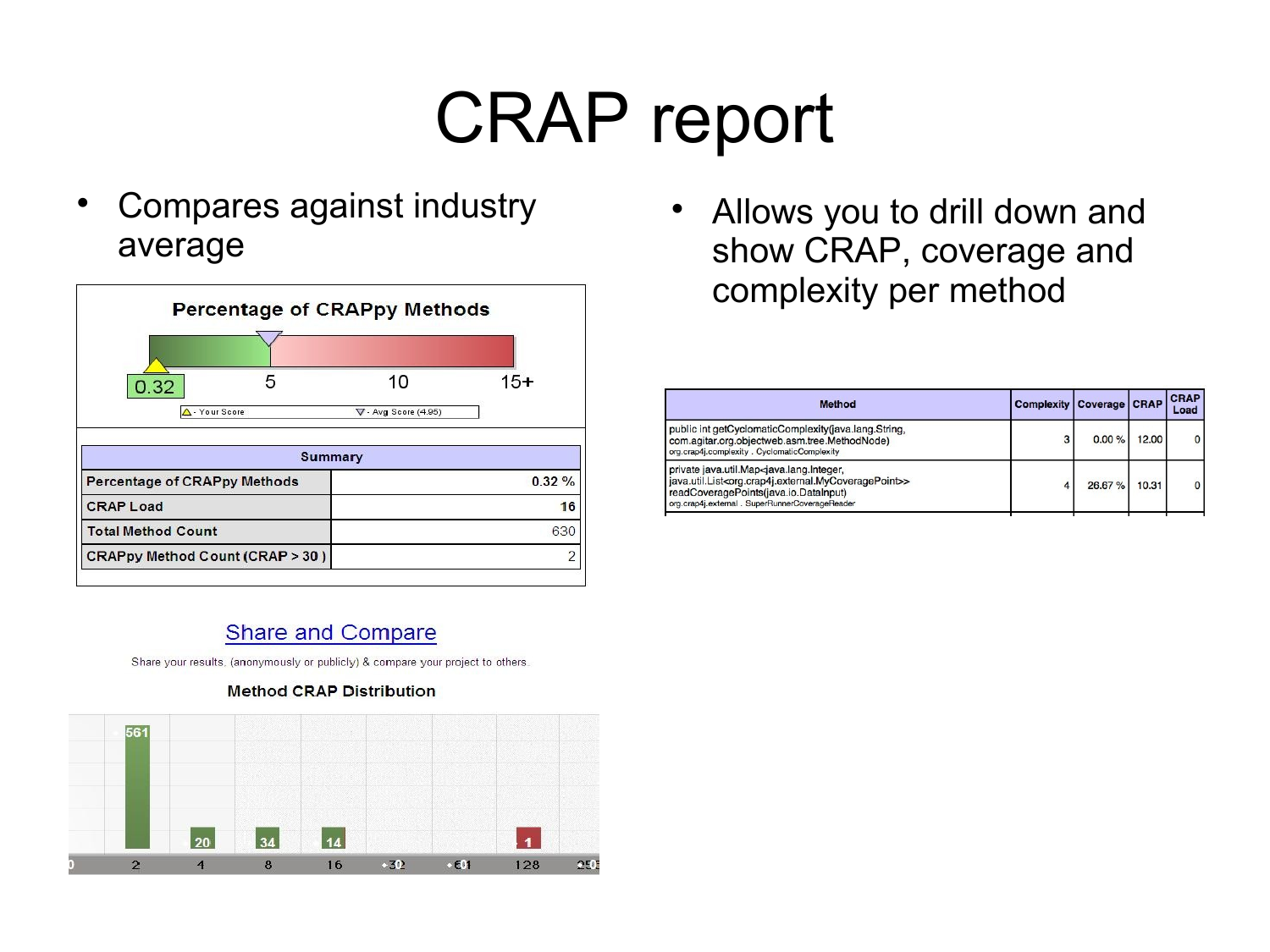# CRAP report

- Compares against industry average

**Percentage of CRAPpy Methods**

0.32 | 5 | 10 | 15+

△ - Your Score ▽ - Avg Score (4.95)

| Summary | |
|---|---|
| Percentage of CRAPpy Methods | 0.32 % |
| CRAP Load | 16 |
| Total Method Count | 630 |
| CRAPpy Method Count (CRAP > 30 ) | 2 |

Share and Compare

Share your results, (anonymously or publicly) & compare your project to others.

**Method CRAP Distribution**

- Allows you to drill down and show CRAP, coverage and complexity per method

| Method | Complexity | Coverage | CRAP | CRAP Load |
|---|---|---|---|---|
| public int getCyclomaticComplexity(java.lang.String, com.agitar.org.objectweb.asm.tree.MethodNode) org.crap4j.complexity . CyclomaticComplexity | 3 | 0.00 % | 12.00 | 0 |
| private java.util.Map<java.lang.Integer, java.util.List<org.crap4j.external.MyCoveragePoint>> readCoveragePoints(java.io.DataInput) org.crap4j.external . SuperRunnerCoverageReader | 4 | 26.67 % | 10.31 | 0 |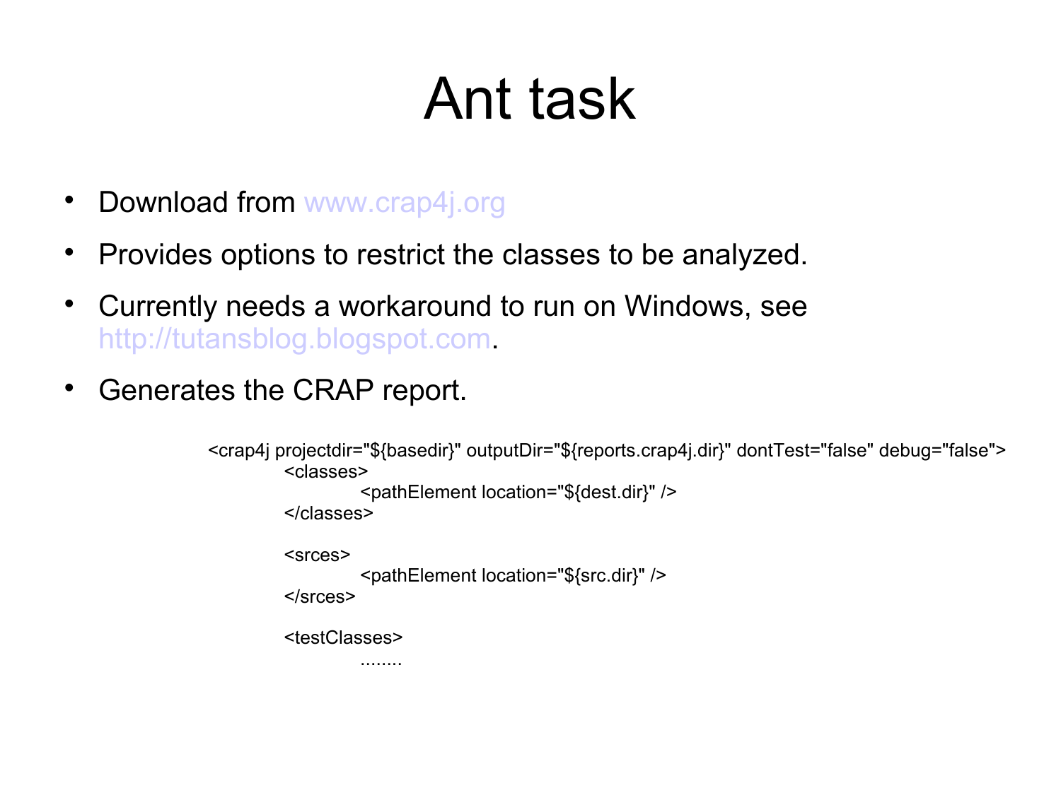# Ant task

- Download from www.crap4j.org
- Provides options to restrict the classes to be analyzed.
- Currently needs a workaround to run on Windows, see http://tutansblog.blogspot.com.
- Generates the CRAP report.

```
<crap4j projectdir="${basedir}" outputDir="${reports.crap4j.dir}" dontTest="false" debug="false">
        <classes>
                <pathElement location="${dest.dir}" />
        </classes>

        <srces>
                <pathElement location="${src.dir}" />
        </srces>

        <testClasses>
                ........
```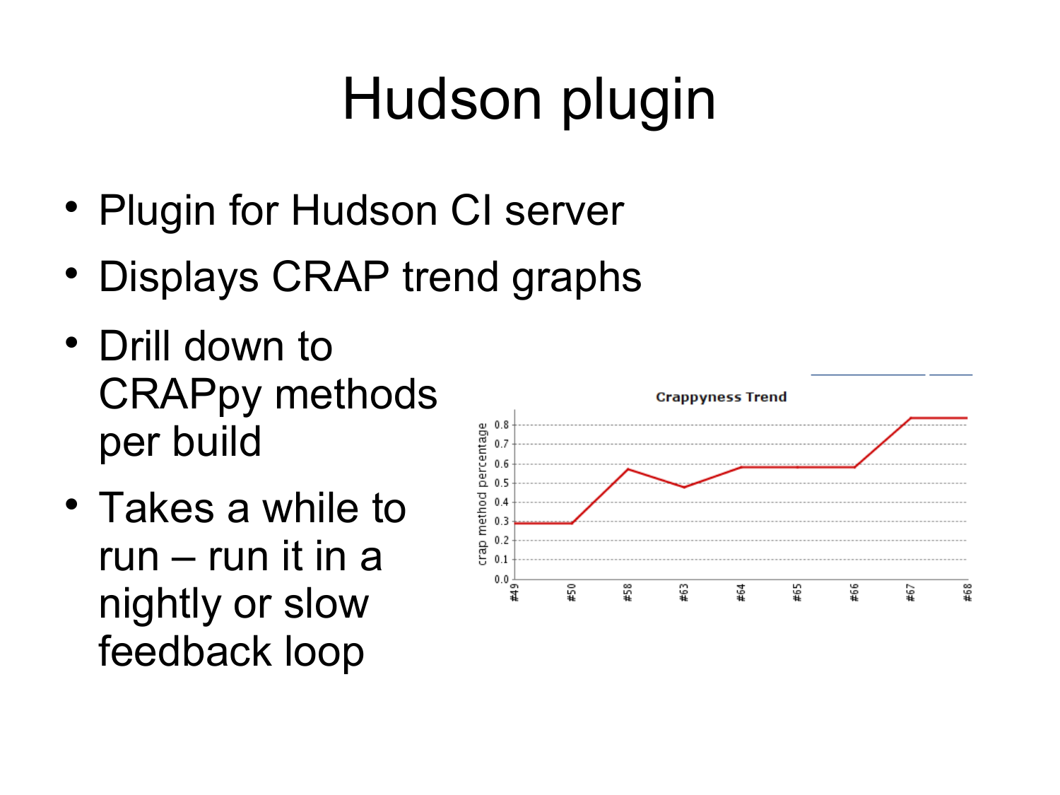# Hudson plugin

- Plugin for Hudson CI server
- Displays CRAP trend graphs
- Drill down to CRAPpy methods per build
- Takes a while to run – run it in a nightly or slow feedback loop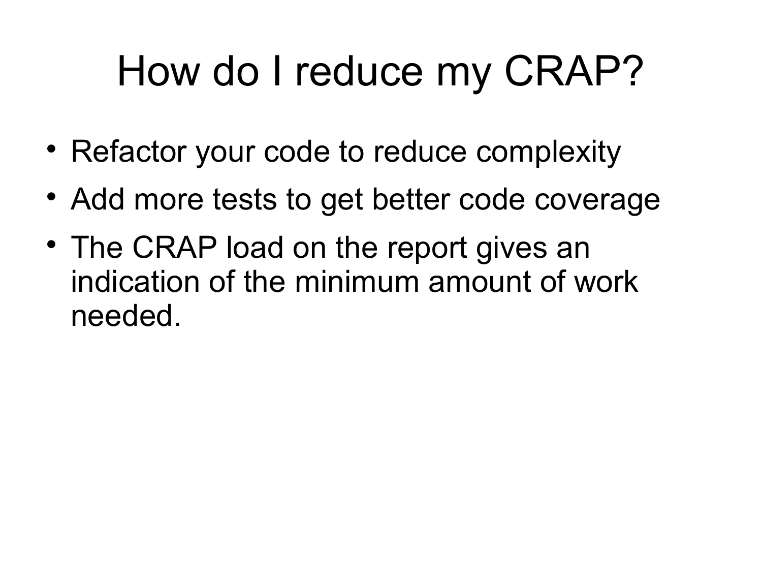# How do I reduce my CRAP?

- Refactor your code to reduce complexity
- Add more tests to get better code coverage
- The CRAP load on the report gives an indication of the minimum amount of work needed.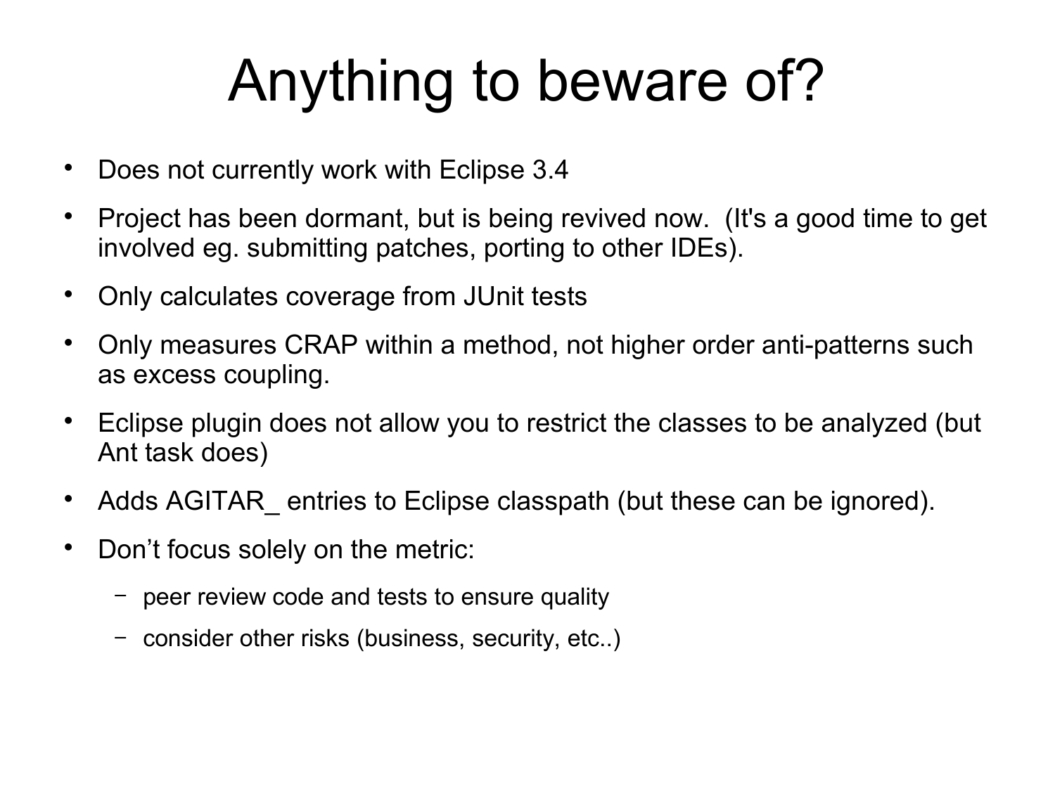# Anything to beware of?

- Does not currently work with Eclipse 3.4
- Project has been dormant, but is being revived now. (It's a good time to get involved eg. submitting patches, porting to other IDEs).
- Only calculates coverage from JUnit tests
- Only measures CRAP within a method, not higher order anti-patterns such as excess coupling.
- Eclipse plugin does not allow you to restrict the classes to be analyzed (but Ant task does)
- Adds AGITAR_ entries to Eclipse classpath (but these can be ignored).
- Don't focus solely on the metric:
  - peer review code and tests to ensure quality
  - consider other risks (business, security, etc..)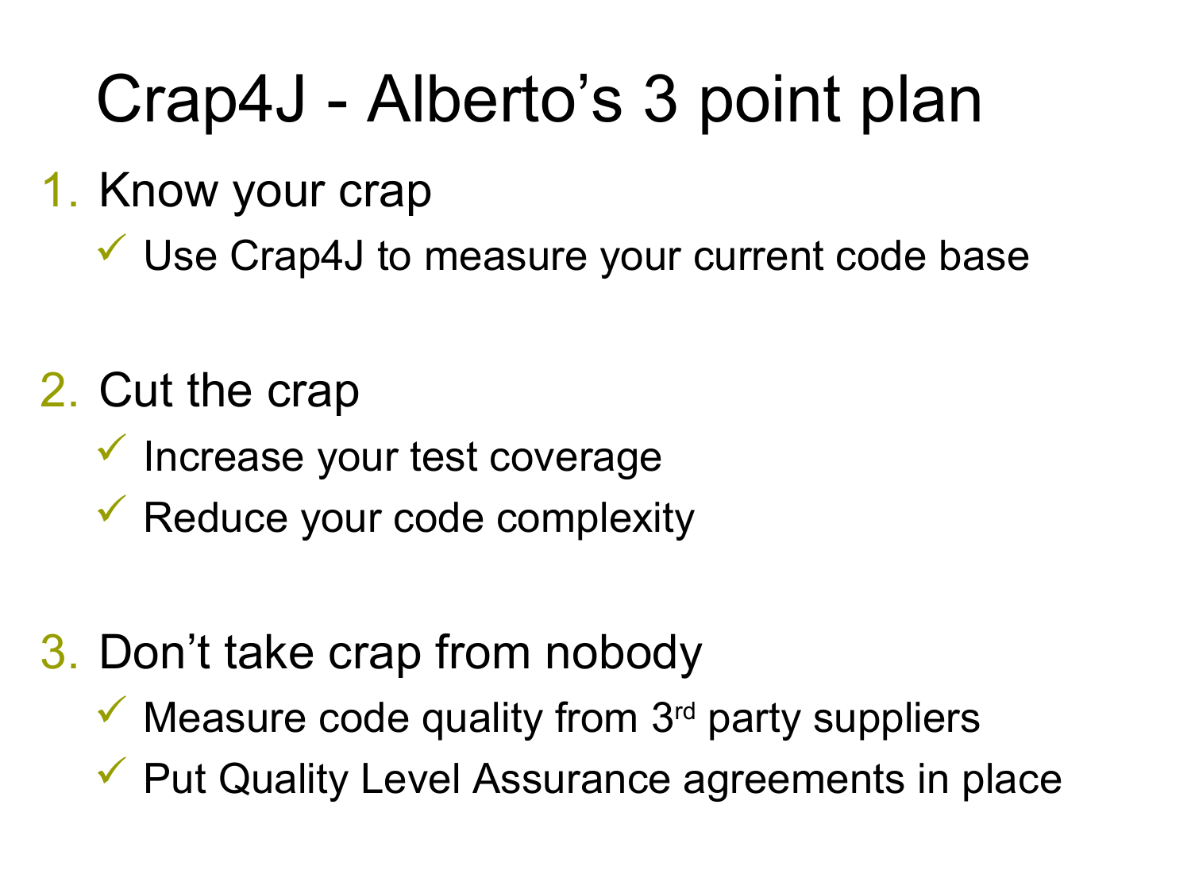# Crap4J - Alberto's 3 point plan

1. Know your crap
   - ✓ Use Crap4J to measure your current code base

2. Cut the crap
   - ✓ Increase your test coverage
   - ✓ Reduce your code complexity

3. Don't take crap from nobody
   - ✓ Measure code quality from 3rd party suppliers
   - ✓ Put Quality Level Assurance agreements in place